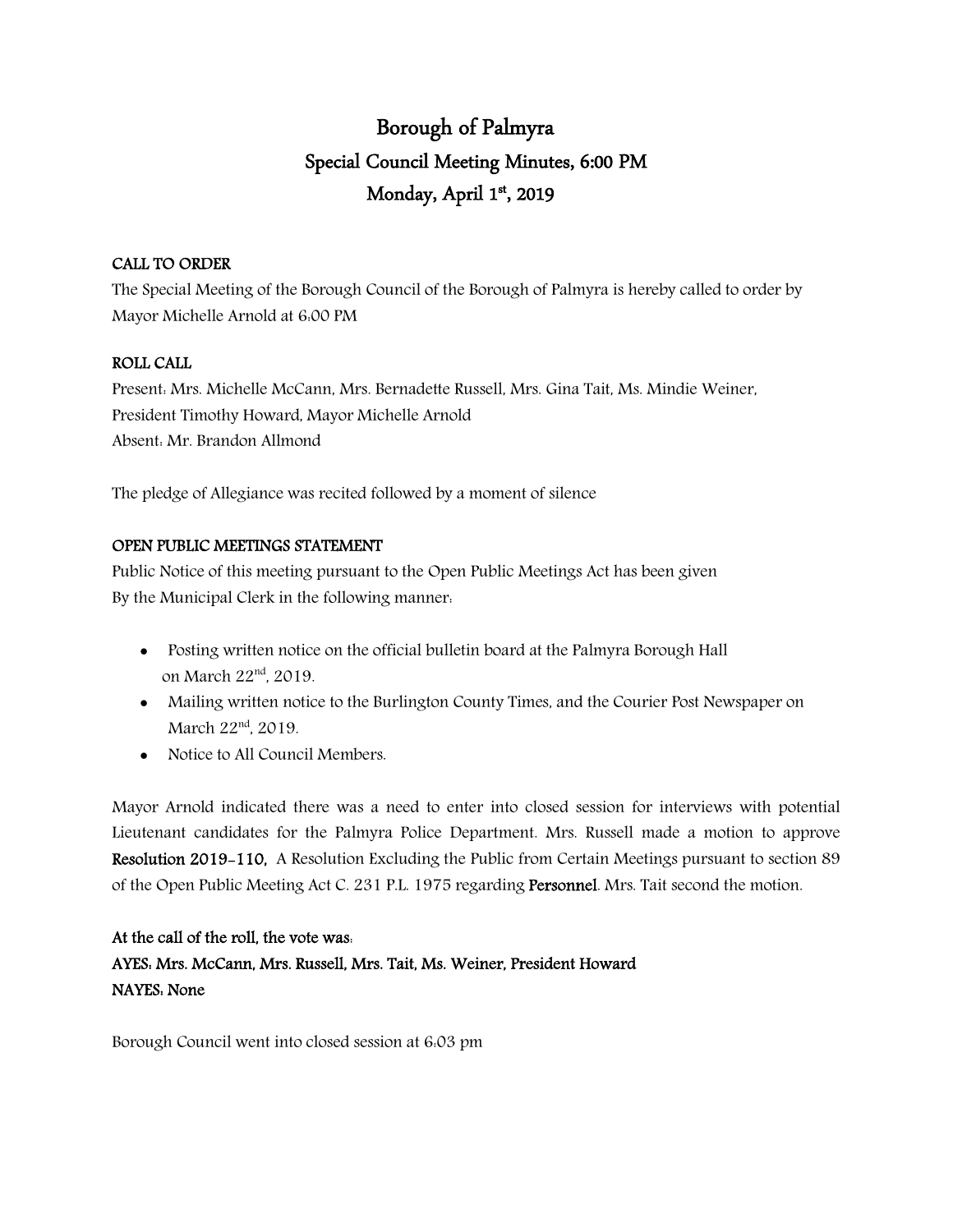# Borough of Palmyra

## Special Council Meeting Minutes, 6:00 PM

## Monday, April 1st, 2019

**CALL TO ORDER**

The Special Meeting of the Borough Council of the Borough of Palmyra is hereby called to order by Mayor Michelle Arnold at 6:00 PM

**ROLL CALL**

Present: Mrs. Michelle McCann, Mrs. Bernadette Russell, Mrs. Gina Tait, Ms. Mindie Weiner, President Timothy Howard, Mayor Michelle Arnold

Absent: Mr. Brandon Allmond

The pledge of Allegiance was recited followed by a moment of silence

**OPEN PUBLIC MEETINGS STATEMENT**

Public Notice of this meeting pursuant to the Open Public Meetings Act has been given By the Municipal Clerk in the following manner:

- Posting written notice on the official bulletin board at the Palmyra Borough Hall on March 22nd, 2019.
- Mailing written notice to the Burlington County Times, and the Courier Post Newspaper on March 22nd, 2019.
- Notice to All Council Members.

Mayor Arnold indicated there was a need to enter into closed session for interviews with potential Lieutenant candidates for the Palmyra Police Department. Mrs. Russell made a motion to approve **Resolution 2019-110,** A Resolution Excluding the Public from Certain Meetings pursuant to section 89 of the Open Public Meeting Act C. 231 P.L. 1975 regarding **Personnel**. Mrs. Tait second the motion.

**At the call of the roll, the vote was:**

**AYES: Mrs. McCann, Mrs. Russell, Mrs. Tait, Ms. Weiner, President Howard**

**NAYES: None**

Borough Council went into closed session at 6:03 pm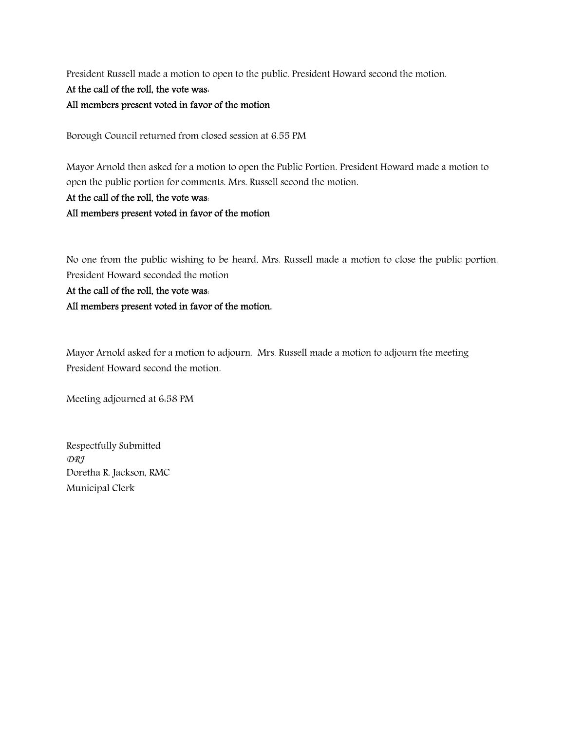President Russell made a motion to open to the public. President Howard second the motion.

**At the call of the roll, the vote was:**

**All members present voted in favor of the motion**

Borough Council returned from closed session at 6.55 PM

Mayor Arnold then asked for a motion to open the Public Portion. President Howard made a motion to open the public portion for comments. Mrs. Russell second the motion.

**At the call of the roll, the vote was:**

**All members present voted in favor of the motion**

No one from the public wishing to be heard, Mrs. Russell made a motion to close the public portion. President Howard seconded the motion

**At the call of the roll, the vote was:**

**All members present voted in favor of the motion.**

Mayor Arnold asked for a motion to adjourn. Mrs. Russell made a motion to adjourn the meeting President Howard second the motion.

Meeting adjourned at 6:58 PM

Respectfully Submitted
*DRJ*
Doretha R. Jackson, RMC
Municipal Clerk